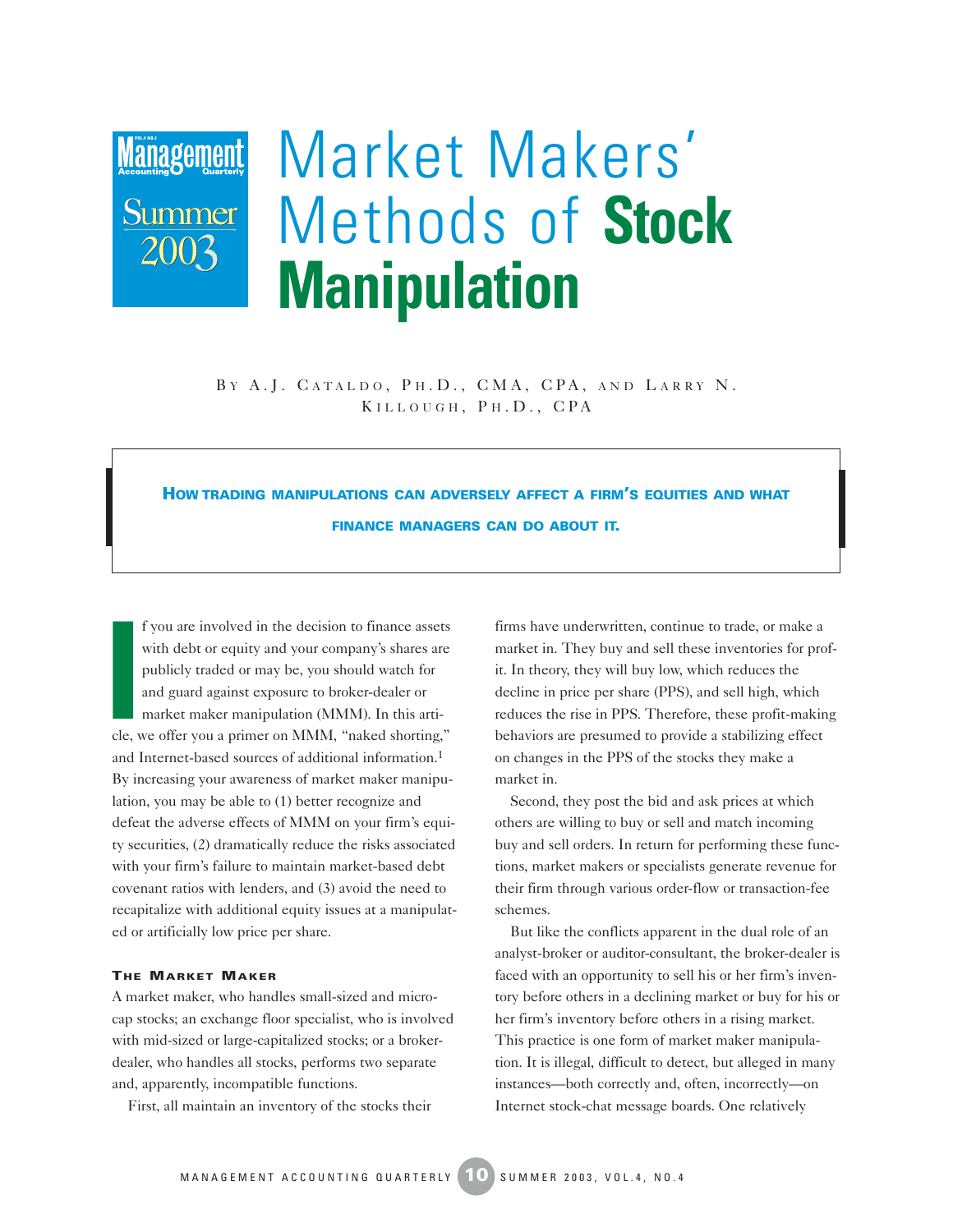# Market Makers' Methods of Stock Manipulation

By A.J. Cataldo, Ph.D., CMA, CPA, and Larry N. Killough, Ph.D., CPA

**How trading manipulations can adversely affect a firm's equities and what finance managers can do about it.**

If you are involved in the decision to finance assets with debt or equity and your company's shares are publicly traded or may be, you should watch for and guard against exposure to broker-dealer or market maker manipulation (MMM). In this article, we offer you a primer on MMM, "naked shorting," and Internet-based sources of additional information.[1] By increasing your awareness of market maker manipulation, you may be able to (1) better recognize and defeat the adverse effects of MMM on your firm's equity securities, (2) dramatically reduce the risks associated with your firm's failure to maintain market-based debt covenant ratios with lenders, and (3) avoid the need to recapitalize with additional equity issues at a manipulated or artificially low price per share.

### The Market Maker

A market maker, who handles small-sized and micro-cap stocks; an exchange floor specialist, who is involved with mid-sized or large-capitalized stocks; or a broker-dealer, who handles all stocks, performs two separate and, apparently, incompatible functions.

First, all maintain an inventory of the stocks their firms have underwritten, continue to trade, or make a market in. They buy and sell these inventories for profit. In theory, they will buy low, which reduces the decline in price per share (PPS), and sell high, which reduces the rise in PPS. Therefore, these profit-making behaviors are presumed to provide a stabilizing effect on changes in the PPS of the stocks they make a market in.

Second, they post the bid and ask prices at which others are willing to buy or sell and match incoming buy and sell orders. In return for performing these functions, market makers or specialists generate revenue for their firm through various order-flow or transaction-fee schemes.

But like the conflicts apparent in the dual role of an analyst-broker or auditor-consultant, the broker-dealer is faced with an opportunity to sell his or her firm's inventory before others in a declining market or buy for his or her firm's inventory before others in a rising market. This practice is one form of market maker manipulation. It is illegal, difficult to detect, but alleged in many instances—both correctly and, often, incorrectly—on Internet stock-chat message boards. One relatively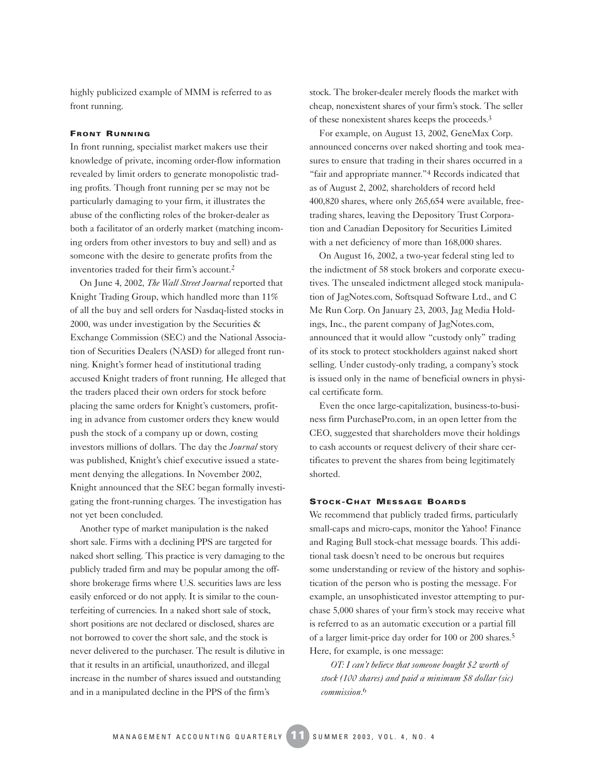highly publicized example of MMM is referred to as front running.

### Front Running

In front running, specialist market makers use their knowledge of private, incoming order-flow information revealed by limit orders to generate monopolistic trading profits. Though front running per se may not be particularly damaging to your firm, it illustrates the abuse of the conflicting roles of the broker-dealer as both a facilitator of an orderly market (matching incoming orders from other investors to buy and sell) and as someone with the desire to generate profits from the inventories traded for their firm's account.[2]

On June 4, 2002, *The Wall Street Journal* reported that Knight Trading Group, which handled more than 11% of all the buy and sell orders for Nasdaq-listed stocks in 2000, was under investigation by the Securities & Exchange Commission (SEC) and the National Association of Securities Dealers (NASD) for alleged front running. Knight's former head of institutional trading accused Knight traders of front running. He alleged that the traders placed their own orders for stock before placing the same orders for Knight's customers, profiting in advance from customer orders they knew would push the stock of a company up or down, costing investors millions of dollars. The day the *Journal* story was published, Knight's chief executive issued a statement denying the allegations. In November 2002, Knight announced that the SEC began formally investigating the front-running charges. The investigation has not yet been concluded.

Another type of market manipulation is the naked short sale. Firms with a declining PPS are targeted for naked short selling. This practice is very damaging to the publicly traded firm and may be popular among the offshore brokerage firms where U.S. securities laws are less easily enforced or do not apply. It is similar to the counterfeiting of currencies. In a naked short sale of stock, short positions are not declared or disclosed, shares are not borrowed to cover the short sale, and the stock is never delivered to the purchaser. The result is dilutive in that it results in an artificial, unauthorized, and illegal increase in the number of shares issued and outstanding and in a manipulated decline in the PPS of the firm's stock. The broker-dealer merely floods the market with cheap, nonexistent shares of your firm's stock. The seller of these nonexistent shares keeps the proceeds.[3]

For example, on August 13, 2002, GeneMax Corp. announced concerns over naked shorting and took measures to ensure that trading in their shares occurred in a "fair and appropriate manner."[4] Records indicated that as of August 2, 2002, shareholders of record held 400,820 shares, where only 265,654 were available, free-trading shares, leaving the Depository Trust Corporation and Canadian Depository for Securities Limited with a net deficiency of more than 168,000 shares.

On August 16, 2002, a two-year federal sting led to the indictment of 58 stock brokers and corporate executives. The unsealed indictment alleged stock manipulation of JagNotes.com, Softsquad Software Ltd., and C Me Run Corp. On January 23, 2003, Jag Media Holdings, Inc., the parent company of JagNotes.com, announced that it would allow "custody only" trading of its stock to protect stockholders against naked short selling. Under custody-only trading, a company's stock is issued only in the name of beneficial owners in physical certificate form.

Even the once large-capitalization, business-to-business firm PurchasePro.com, in an open letter from the CEO, suggested that shareholders move their holdings to cash accounts or request delivery of their share certificates to prevent the shares from being legitimately shorted.

### Stock-Chat Message Boards

We recommend that publicly traded firms, particularly small-caps and micro-caps, monitor the Yahoo! Finance and Raging Bull stock-chat message boards. This additional task doesn't need to be onerous but requires some understanding or review of the history and sophistication of the person who is posting the message. For example, an unsophisticated investor attempting to purchase 5,000 shares of your firm's stock may receive what is referred to as an automatic execution or a partial fill of a larger limit-price day order for 100 or 200 shares.[5] Here, for example, is one message:

> *OT: I can't believe that someone bought $2 worth of stock (100 shares) and paid a minimum $8 dollar (sic) commission.*[6]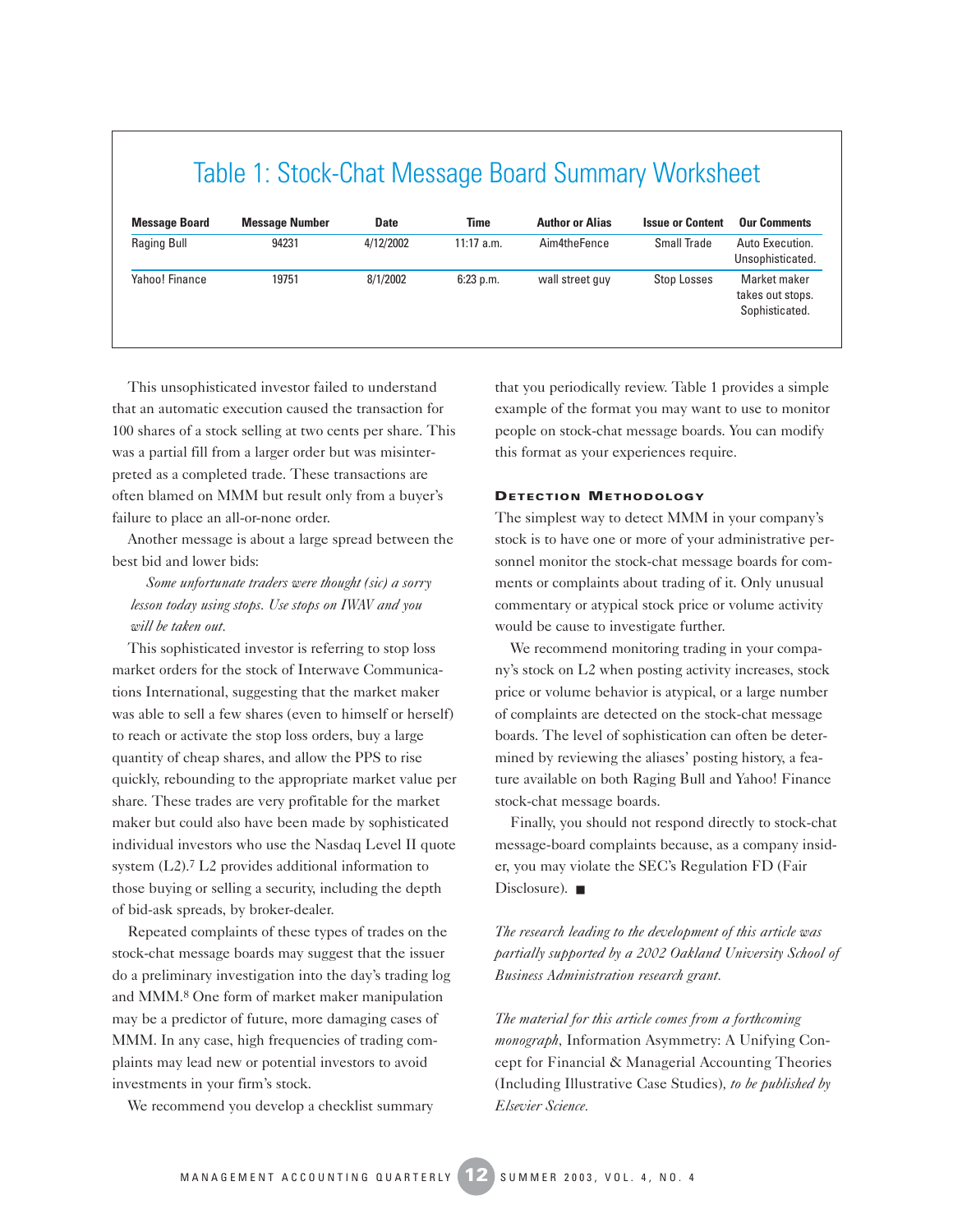## Table 1: Stock-Chat Message Board Summary Worksheet

| Message Board | Message Number | Date | Time | Author or Alias | Issue or Content | Our Comments |
|---|---|---|---|---|---|---|
| Raging Bull | 94231 | 4/12/2002 | 11:17 a.m. | Aim4theFence | Small Trade | Auto Execution. Unsophisticated. |
| Yahoo! Finance | 19751 | 8/1/2002 | 6:23 p.m. | wall street guy | Stop Losses | Market maker takes out stops. Sophisticated. |

This unsophisticated investor failed to understand that an automatic execution caused the transaction for 100 shares of a stock selling at two cents per share. This was a partial fill from a larger order but was misinterpreted as a completed trade. These transactions are often blamed on MMM but result only from a buyer's failure to place an all-or-none order.

Another message is about a large spread between the best bid and lower bids:

> *Some unfortunate traders were thought (sic) a sorry lesson today using stops. Use stops on IWAV and you will be taken out.*

This sophisticated investor is referring to stop loss market orders for the stock of Interwave Communications International, suggesting that the market maker was able to sell a few shares (even to himself or herself) to reach or activate the stop loss orders, buy a large quantity of cheap shares, and allow the PPS to rise quickly, rebounding to the appropriate market value per share. These trades are very profitable for the market maker but could also have been made by sophisticated individual investors who use the Nasdaq Level II quote system (L2).[7] L2 provides additional information to those buying or selling a security, including the depth of bid-ask spreads, by broker-dealer.

Repeated complaints of these types of trades on the stock-chat message boards may suggest that the issuer do a preliminary investigation into the day's trading log and MMM.[8] One form of market maker manipulation may be a predictor of future, more damaging cases of MMM. In any case, high frequencies of trading complaints may lead new or potential investors to avoid investments in your firm's stock.

We recommend you develop a checklist summary that you periodically review. Table 1 provides a simple example of the format you may want to use to monitor people on stock-chat message boards. You can modify this format as your experiences require.

### Detection Methodology

The simplest way to detect MMM in your company's stock is to have one or more of your administrative personnel monitor the stock-chat message boards for comments or complaints about trading of it. Only unusual commentary or atypical stock price or volume activity would be cause to investigate further.

We recommend monitoring trading in your company's stock on L2 when posting activity increases, stock price or volume behavior is atypical, or a large number of complaints are detected on the stock-chat message boards. The level of sophistication can often be determined by reviewing the aliases' posting history, a feature available on both Raging Bull and Yahoo! Finance stock-chat message boards.

Finally, you should not respond directly to stock-chat message-board complaints because, as a company insider, you may violate the SEC's Regulation FD (Fair Disclosure). ■

*The research leading to the development of this article was partially supported by a 2002 Oakland University School of Business Administration research grant.*

*The material for this article comes from a forthcoming monograph,* Information Asymmetry: A Unifying Concept for Financial & Managerial Accounting Theories (Including Illustrative Case Studies), *to be published by Elsevier Science.*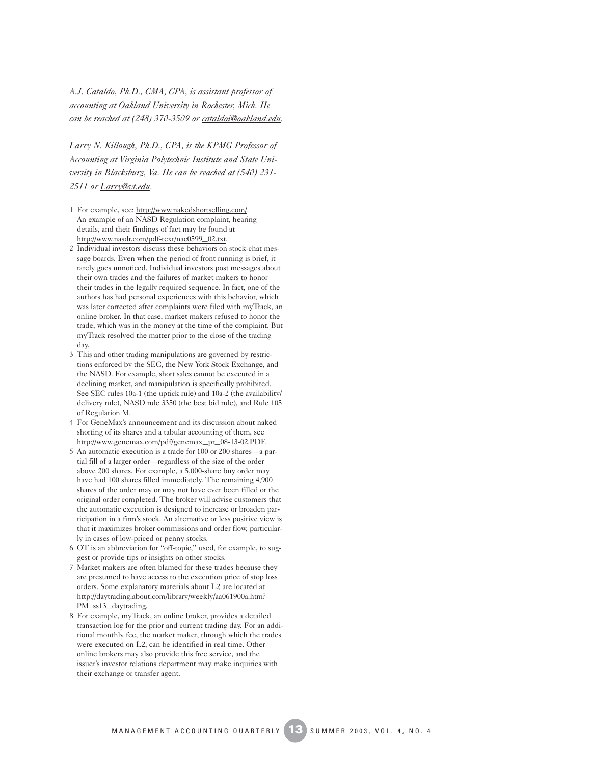*A.J. Cataldo, Ph.D., CMA, CPA, is assistant professor of accounting at Oakland University in Rochester, Mich. He can be reached at (248) 370-3509 or cataldoi@oakland.edu.*

*Larry N. Killough, Ph.D., CPA, is the KPMG Professor of Accounting at Virginia Polytechnic Institute and State University in Blacksburg, Va. He can be reached at (540) 231-2511 or Larry@vt.edu.*

1. For example, see: http://www.nakedshortselling.com/. An example of an NASD Regulation complaint, hearing details, and their findings of fact may be found at http://www.nasdr.com/pdf-text/nac0599_02.txt.
2. Individual investors discuss these behaviors on stock-chat message boards. Even when the period of front running is brief, it rarely goes unnoticed. Individual investors post messages about their own trades and the failures of market makers to honor their trades in the legally required sequence. In fact, one of the authors has had personal experiences with this behavior, which was later corrected after complaints were filed with myTrack, an online broker. In that case, market makers refused to honor the trade, which was in the money at the time of the complaint. But myTrack resolved the matter prior to the close of the trading day.
3. This and other trading manipulations are governed by restrictions enforced by the SEC, the New York Stock Exchange, and the NASD. For example, short sales cannot be executed in a declining market, and manipulation is specifically prohibited. See SEC rules 10a-1 (the uptick rule) and 10a-2 (the availability/delivery rule), NASD rule 3350 (the best bid rule), and Rule 105 of Regulation M.
4. For GeneMax's announcement and its discussion about naked shorting of its shares and a tabular accounting of them, see http://www.genemax.com/pdf/genemax_pr_08-13-02.PDF.
5. An automatic execution is a trade for 100 or 200 shares—a partial fill of a larger order—regardless of the size of the order above 200 shares. For example, a 5,000-share buy order may have had 100 shares filled immediately. The remaining 4,900 shares of the order may or may not have ever been filled or the original order completed. The broker will advise customers that the automatic execution is designed to increase or broaden participation in a firm's stock. An alternative or less positive view is that it maximizes broker commissions and order flow, particularly in cases of low-priced or penny stocks.
6. OT is an abbreviation for "off-topic," used, for example, to suggest or provide tips or insights on other stocks.
7. Market makers are often blamed for these trades because they are presumed to have access to the execution price of stop loss orders. Some explanatory materials about L2 are located at http://daytrading.about.com/library/weekly/aa061900a.htm?PM=ss13_daytrading.
8. For example, myTrack, an online broker, provides a detailed transaction log for the prior and current trading day. For an additional monthly fee, the market maker, through which the trades were executed on L2, can be identified in real time. Other online brokers may also provide this free service, and the issuer's investor relations department may make inquiries with their exchange or transfer agent.